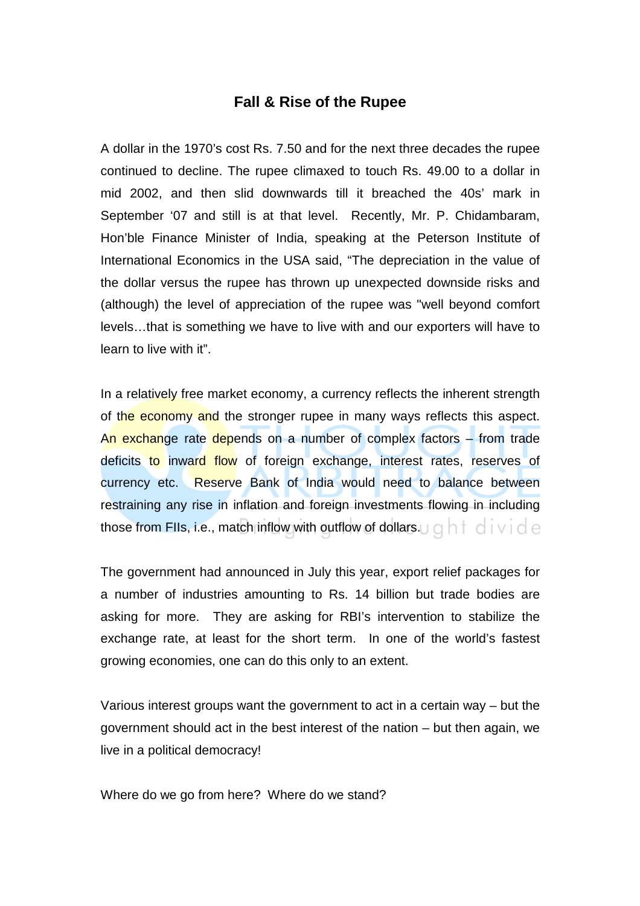## Fall & Rise of the Rupee

A dollar in the 1970's cost Rs. 7.50 and for the next three decades the rupee continued to decline. The rupee climaxed to touch Rs. 49.00 to a dollar in mid 2002, and then slid downwards till it breached the 40s' mark in September '07 and still is at that level. Recently, Mr. P. Chidambaram, Hon'ble Finance Minister of India, speaking at the Peterson Institute of International Economics in the USA said, "The depreciation in the value of the dollar versus the rupee has thrown up unexpected downside risks and (although) the level of appreciation of the rupee was "well beyond comfort levels…that is something we have to live with and our exporters will have to learn to live with it".

In a relatively free market economy, a currency reflects the inherent strength of the economy and the stronger rupee in many ways reflects this aspect. An exchange rate depends on a number of complex factors – from trade deficits to inward flow of foreign exchange, interest rates, reserves of currency etc. Reserve Bank of India would need to balance between restraining any rise in inflation and foreign investments flowing in including those from FIIs, i.e., match inflow with outflow of dollars.

The government had announced in July this year, export relief packages for a number of industries amounting to Rs. 14 billion but trade bodies are asking for more. They are asking for RBI's intervention to stabilize the exchange rate, at least for the short term. In one of the world's fastest growing economies, one can do this only to an extent.

Various interest groups want the government to act in a certain way – but the government should act in the best interest of the nation – but then again, we live in a political democracy!

Where do we go from here? Where do we stand?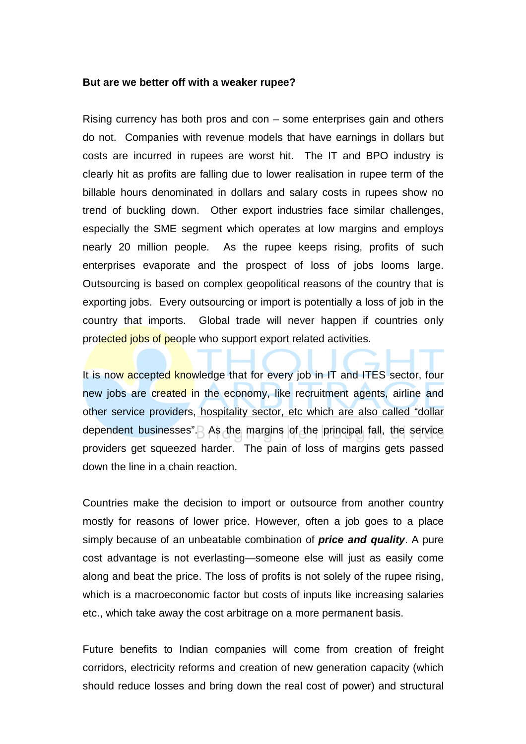**But are we better off with a weaker rupee?**

Rising currency has both pros and con – some enterprises gain and others do not. Companies with revenue models that have earnings in dollars but costs are incurred in rupees are worst hit. The IT and BPO industry is clearly hit as profits are falling due to lower realisation in rupee term of the billable hours denominated in dollars and salary costs in rupees show no trend of buckling down. Other export industries face similar challenges, especially the SME segment which operates at low margins and employs nearly 20 million people. As the rupee keeps rising, profits of such enterprises evaporate and the prospect of loss of jobs looms large. Outsourcing is based on complex geopolitical reasons of the country that is exporting jobs. Every outsourcing or import is potentially a loss of job in the country that imports. Global trade will never happen if countries only protected jobs of people who support export related activities.

It is now accepted knowledge that for every job in IT and ITES sector, four new jobs are created in the economy, like recruitment agents, airline and other service providers, hospitality sector, etc which are also called "dollar dependent businesses". As the margins of the principal fall, the service providers get squeezed harder. The pain of loss of margins gets passed down the line in a chain reaction.

Countries make the decision to import or outsource from another country mostly for reasons of lower price. However, often a job goes to a place simply because of an unbeatable combination of ***price and quality***. A pure cost advantage is not everlasting—someone else will just as easily come along and beat the price. The loss of profits is not solely of the rupee rising, which is a macroeconomic factor but costs of inputs like increasing salaries etc., which take away the cost arbitrage on a more permanent basis.

Future benefits to Indian companies will come from creation of freight corridors, electricity reforms and creation of new generation capacity (which should reduce losses and bring down the real cost of power) and structural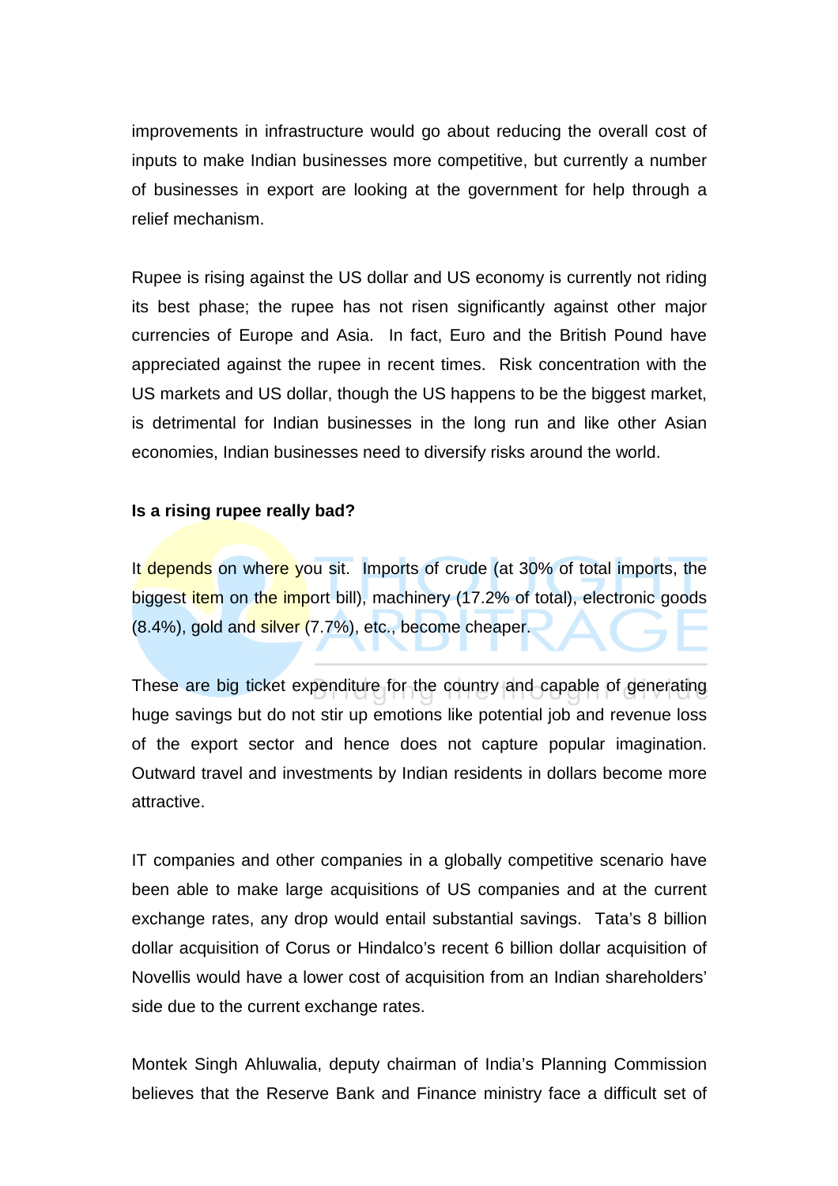improvements in infrastructure would go about reducing the overall cost of inputs to make Indian businesses more competitive, but currently a number of businesses in export are looking at the government for help through a relief mechanism.

Rupee is rising against the US dollar and US economy is currently not riding its best phase; the rupee has not risen significantly against other major currencies of Europe and Asia. In fact, Euro and the British Pound have appreciated against the rupee in recent times. Risk concentration with the US markets and US dollar, though the US happens to be the biggest market, is detrimental for Indian businesses in the long run and like other Asian economies, Indian businesses need to diversify risks around the world.

**Is a rising rupee really bad?**

It depends on where you sit. Imports of crude (at 30% of total imports, the biggest item on the import bill), machinery (17.2% of total), electronic goods (8.4%), gold and silver (7.7%), etc., become cheaper.

These are big ticket expenditure for the country and capable of generating huge savings but do not stir up emotions like potential job and revenue loss of the export sector and hence does not capture popular imagination. Outward travel and investments by Indian residents in dollars become more attractive.

IT companies and other companies in a globally competitive scenario have been able to make large acquisitions of US companies and at the current exchange rates, any drop would entail substantial savings. Tata's 8 billion dollar acquisition of Corus or Hindalco's recent 6 billion dollar acquisition of Novellis would have a lower cost of acquisition from an Indian shareholders' side due to the current exchange rates.

Montek Singh Ahluwalia, deputy chairman of India's Planning Commission believes that the Reserve Bank and Finance ministry face a difficult set of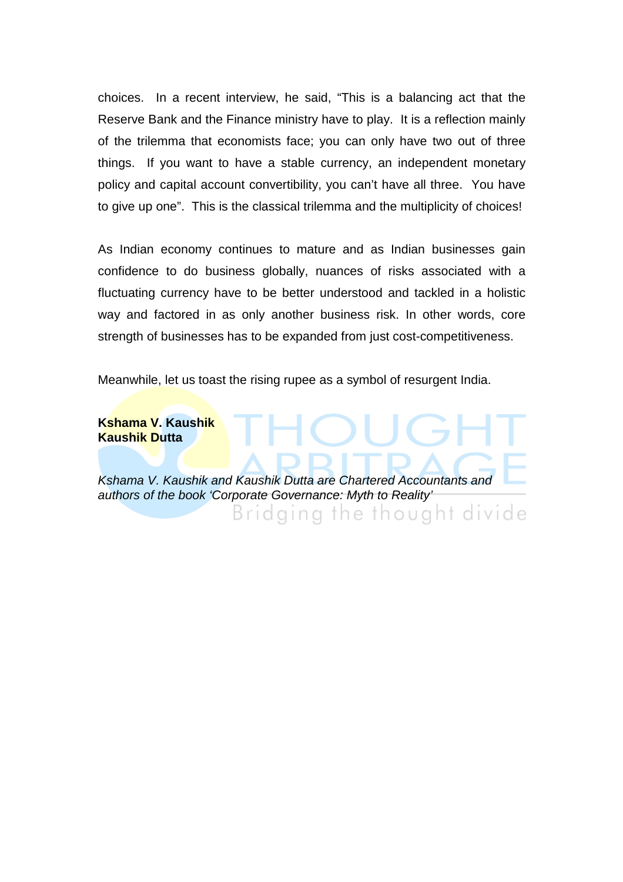choices. In a recent interview, he said, "This is a balancing act that the Reserve Bank and the Finance ministry have to play. It is a reflection mainly of the trilemma that economists face; you can only have two out of three things. If you want to have a stable currency, an independent monetary policy and capital account convertibility, you can't have all three. You have to give up one". This is the classical trilemma and the multiplicity of choices!

As Indian economy continues to mature and as Indian businesses gain confidence to do business globally, nuances of risks associated with a fluctuating currency have to be better understood and tackled in a holistic way and factored in as only another business risk. In other words, core strength of businesses has to be expanded from just cost-competitiveness.

Meanwhile, let us toast the rising rupee as a symbol of resurgent India.

**Kshama V. Kaushik**
**Kaushik Dutta**

*Kshama V. Kaushik and Kaushik Dutta are Chartered Accountants and authors of the book 'Corporate Governance: Myth to Reality'*